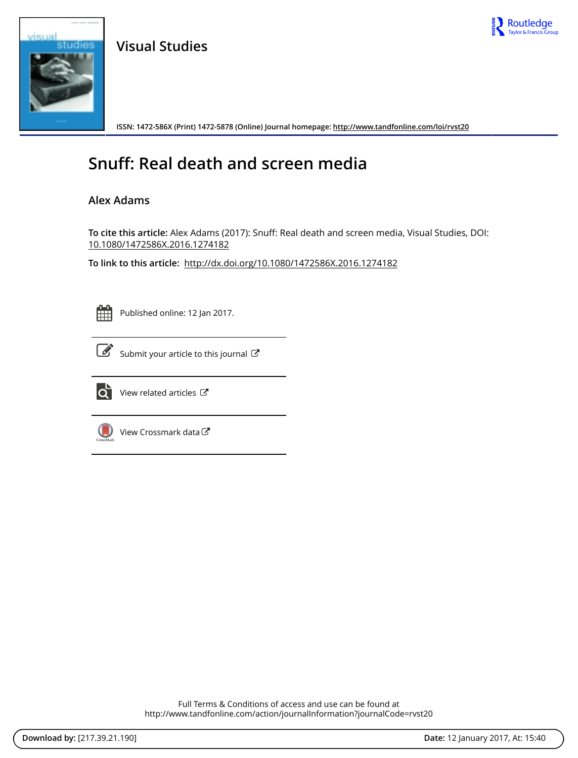Visual Studies

ISSN: 1472-586X (Print) 1472-5878 (Online) Journal homepage: http://www.tandfonline.com/loi/rvst20

# Snuff: Real death and screen media

Alex Adams

**To cite this article:** Alex Adams (2017): Snuff: Real death and screen media, Visual Studies, DOI: 10.1080/1472586X.2016.1274182

**To link to this article:** http://dx.doi.org/10.1080/1472586X.2016.1274182

Published online: 12 Jan 2017.

Submit your article to this journal

View related articles

View Crossmark data

Full Terms & Conditions of access and use can be found at
http://www.tandfonline.com/action/journalInformation?journalCode=rvst20

**Download by:** [217.39.21.190] **Date:** 12 January 2017, At: 15:40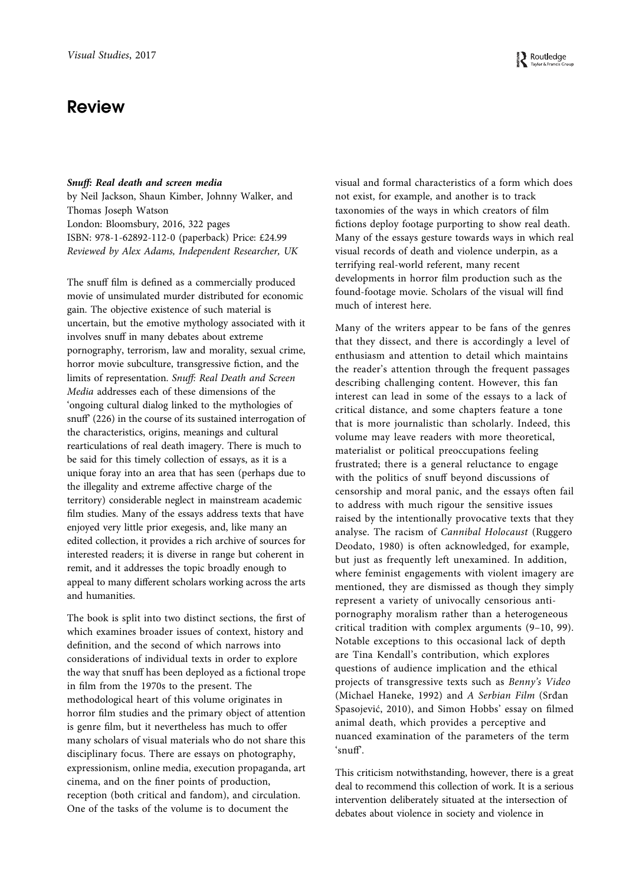# Review

***Snuff: Real death and screen media***
by Neil Jackson, Shaun Kimber, Johnny Walker, and Thomas Joseph Watson
London: Bloomsbury, 2016, 322 pages
ISBN: 978-1-62892-112-0 (paperback) Price: £24.99
*Reviewed by Alex Adams, Independent Researcher, UK*

The snuff film is defined as a commercially produced movie of unsimulated murder distributed for economic gain. The objective existence of such material is uncertain, but the emotive mythology associated with it involves snuff in many debates about extreme pornography, terrorism, law and morality, sexual crime, horror movie subculture, transgressive fiction, and the limits of representation. *Snuff: Real Death and Screen Media* addresses each of these dimensions of the 'ongoing cultural dialog linked to the mythologies of snuff' (226) in the course of its sustained interrogation of the characteristics, origins, meanings and cultural rearticulations of real death imagery. There is much to be said for this timely collection of essays, as it is a unique foray into an area that has seen (perhaps due to the illegality and extreme affective charge of the territory) considerable neglect in mainstream academic film studies. Many of the essays address texts that have enjoyed very little prior exegesis, and, like many an edited collection, it provides a rich archive of sources for interested readers; it is diverse in range but coherent in remit, and it addresses the topic broadly enough to appeal to many different scholars working across the arts and humanities.

The book is split into two distinct sections, the first of which examines broader issues of context, history and definition, and the second of which narrows into considerations of individual texts in order to explore the way that snuff has been deployed as a fictional trope in film from the 1970s to the present. The methodological heart of this volume originates in horror film studies and the primary object of attention is genre film, but it nevertheless has much to offer many scholars of visual materials who do not share this disciplinary focus. There are essays on photography, expressionism, online media, execution propaganda, art cinema, and on the finer points of production, reception (both critical and fandom), and circulation. One of the tasks of the volume is to document the visual and formal characteristics of a form which does not exist, for example, and another is to track taxonomies of the ways in which creators of film fictions deploy footage purporting to show real death. Many of the essays gesture towards ways in which real visual records of death and violence underpin, as a terrifying real-world referent, many recent developments in horror film production such as the found-footage movie. Scholars of the visual will find much of interest here.

Many of the writers appear to be fans of the genres that they dissect, and there is accordingly a level of enthusiasm and attention to detail which maintains the reader's attention through the frequent passages describing challenging content. However, this fan interest can lead in some of the essays to a lack of critical distance, and some chapters feature a tone that is more journalistic than scholarly. Indeed, this volume may leave readers with more theoretical, materialist or political preoccupations feeling frustrated; there is a general reluctance to engage with the politics of snuff beyond discussions of censorship and moral panic, and the essays often fail to address with much rigour the sensitive issues raised by the intentionally provocative texts that they analyse. The racism of *Cannibal Holocaust* (Ruggero Deodato, 1980) is often acknowledged, for example, but just as frequently left unexamined. In addition, where feminist engagements with violent imagery are mentioned, they are dismissed as though they simply represent a variety of univocally censorious anti-pornography moralism rather than a heterogeneous critical tradition with complex arguments (9–10, 99). Notable exceptions to this occasional lack of depth are Tina Kendall's contribution, which explores questions of audience implication and the ethical projects of transgressive texts such as *Benny's Video* (Michael Haneke, 1992) and *A Serbian Film* (Srđan Spasojević, 2010), and Simon Hobbs' essay on filmed animal death, which provides a perceptive and nuanced examination of the parameters of the term 'snuff'.

This criticism notwithstanding, however, there is a great deal to recommend this collection of work. It is a serious intervention deliberately situated at the intersection of debates about violence in society and violence in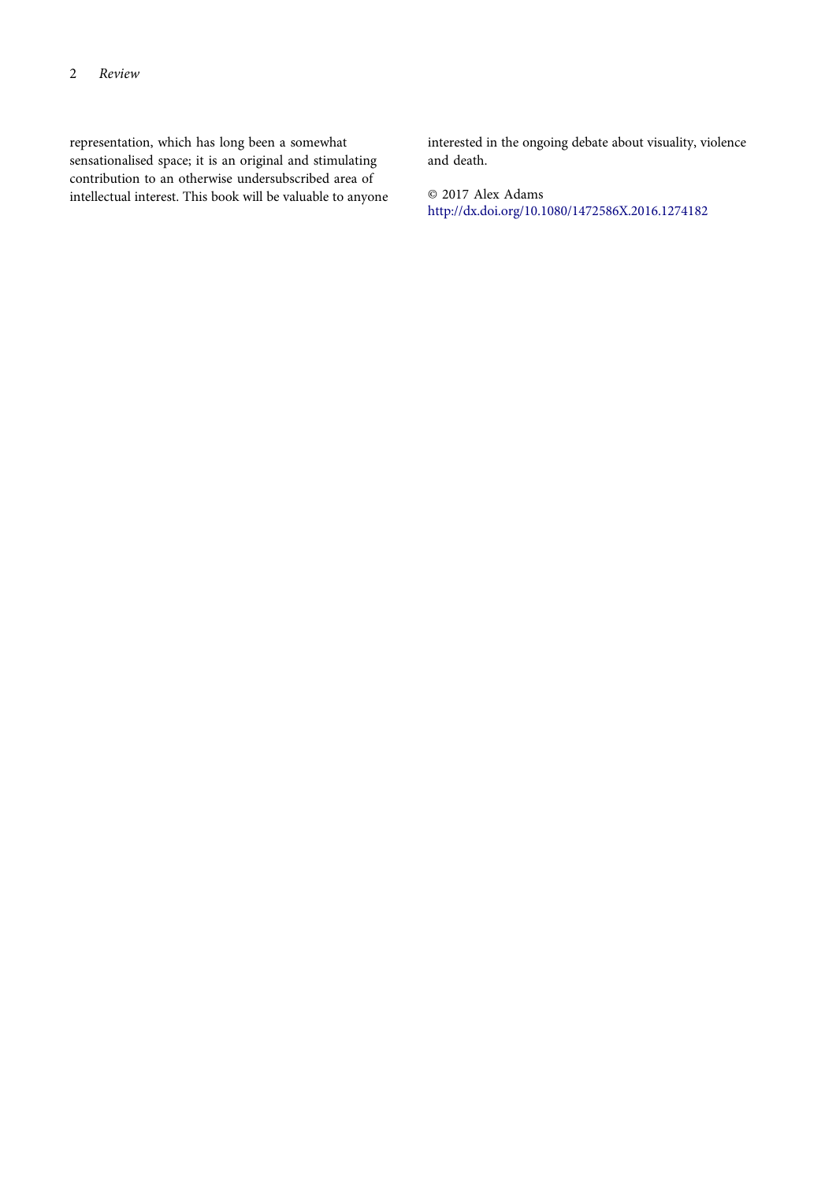representation, which has long been a somewhat sensationalised space; it is an original and stimulating contribution to an otherwise undersubscribed area of intellectual interest. This book will be valuable to anyone interested in the ongoing debate about visuality, violence and death.

© 2017 Alex Adams
http://dx.doi.org/10.1080/1472586X.2016.1274182